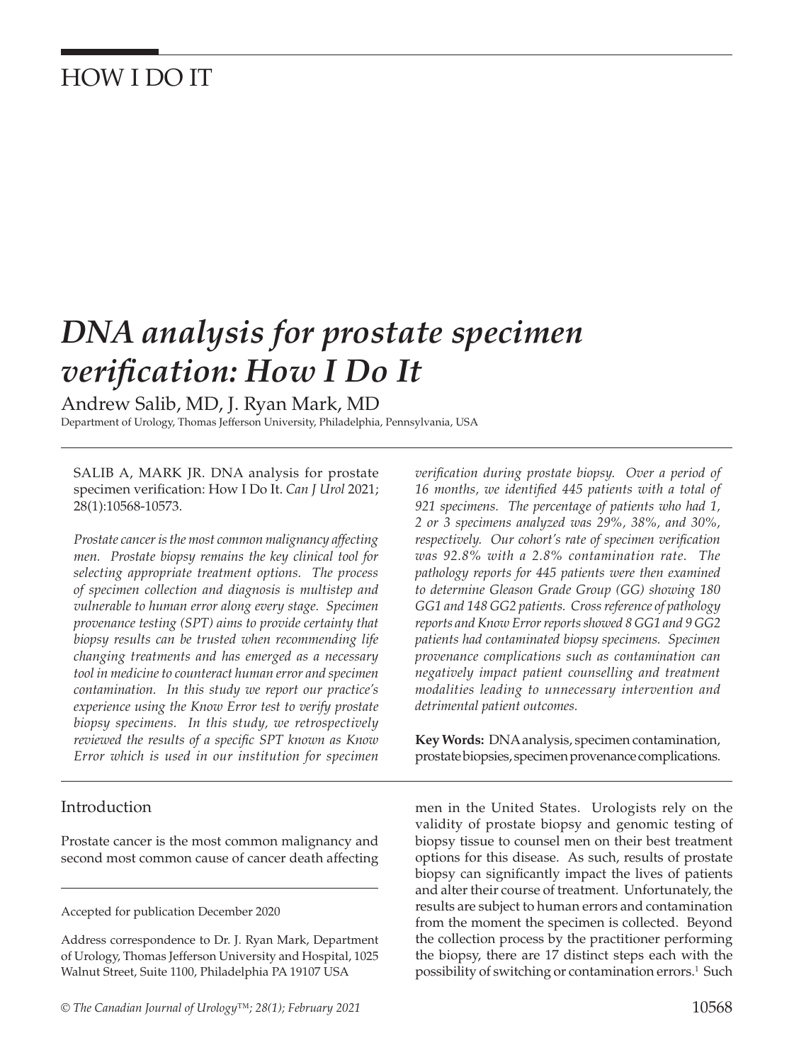# HOW I DO IT

# *DNA analysis for prostate specimen verification: How I Do It*

Andrew Salib, MD, J. Ryan Mark, MD

Department of Urology, Thomas Jefferson University, Philadelphia, Pennsylvania, USA

SALIB A, MARK JR. DNA analysis for prostate specimen verification: How I Do It. *Can J Urol* 2021; 28(1):10568-10573.

*Prostate cancer is the most common malignancy affecting men. Prostate biopsy remains the key clinical tool for selecting appropriate treatment options. The process of specimen collection and diagnosis is multistep and vulnerable to human error along every stage. Specimen provenance testing (SPT) aims to provide certainty that biopsy results can be trusted when recommending life changing treatments and has emerged as a necessary tool in medicine to counteract human error and specimen contamination. In this study we report our practice's experience using the Know Error test to verify prostate biopsy specimens. In this study, we retrospectively reviewed the results of a specific SPT known as Know Error which is used in our institution for specimen verification during prostate biopsy. Over a period of 16 months, we identified 445 patients with a total of 921 specimens. The percentage of patients who had 1, 2 or 3 specimens analyzed was 29%, 38%, and 30%, respectively. Our cohort's rate of specimen verification was 92.8% with a 2.8% contamination rate. The pathology reports for 445 patients were then examined to determine Gleason Grade Group (GG) showing 180 GG1 and 148 GG2 patients. Cross reference of pathology reports and Know Error reports showed 8 GG1 and 9 GG2 patients had contaminated biopsy specimens. Specimen provenance complications such as contamination can negatively impact patient counselling and treatment modalities leading to unnecessary intervention and detrimental patient outcomes.*

**Key Words:** DNA analysis, specimen contamination, prostate biopsies, specimen provenance complications.

## Introduction

Prostate cancer is the most common malignancy and second most common cause of cancer death affecting men in the United States. Urologists rely on the validity of prostate biopsy and genomic testing of biopsy tissue to counsel men on their best treatment options for this disease. As such, results of prostate biopsy can significantly impact the lives of patients and alter their course of treatment. Unfortunately, the results are subject to human errors and contamination from the moment the specimen is collected. Beyond the collection process by the practitioner performing the biopsy, there are 17 distinct steps each with the possibility of switching or contamination errors.[1] Such

Accepted for publication December 2020

Address correspondence to Dr. J. Ryan Mark, Department of Urology, Thomas Jefferson University and Hospital, 1025 Walnut Street, Suite 1100, Philadelphia PA 19107 USA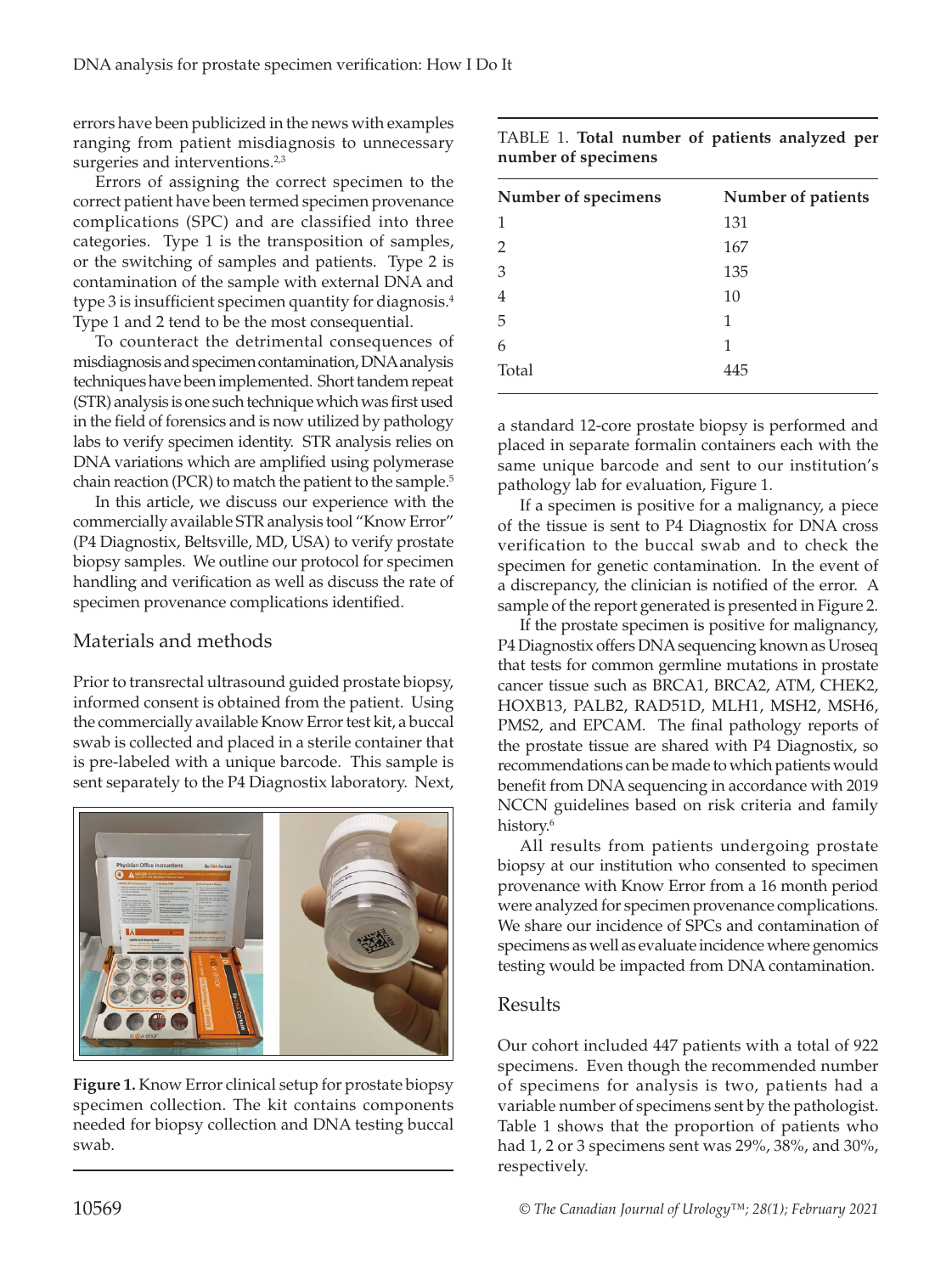errors have been publicized in the news with examples ranging from patient misdiagnosis to unnecessary surgeries and interventions.[2,3]

Errors of assigning the correct specimen to the correct patient have been termed specimen provenance complications (SPC) and are classified into three categories. Type 1 is the transposition of samples, or the switching of samples and patients. Type 2 is contamination of the sample with external DNA and type 3 is insufficient specimen quantity for diagnosis.[4] Type 1 and 2 tend to be the most consequential.

To counteract the detrimental consequences of misdiagnosis and specimen contamination, DNA analysis techniques have been implemented. Short tandem repeat (STR) analysis is one such technique which was first used in the field of forensics and is now utilized by pathology labs to verify specimen identity. STR analysis relies on DNA variations which are amplified using polymerase chain reaction (PCR) to match the patient to the sample.[5]

In this article, we discuss our experience with the commercially available STR analysis tool "Know Error" (P4 Diagnostix, Beltsville, MD, USA) to verify prostate biopsy samples. We outline our protocol for specimen handling and verification as well as discuss the rate of specimen provenance complications identified.

## Materials and methods

Prior to transrectal ultrasound guided prostate biopsy, informed consent is obtained from the patient. Using the commercially available Know Error test kit, a buccal swab is collected and placed in a sterile container that is pre-labeled with a unique barcode. This sample is sent separately to the P4 Diagnostix laboratory. Next, a standard 12-core prostate biopsy is performed and placed in separate formalin containers each with the same unique barcode and sent to our institution's pathology lab for evaluation, Figure 1.

**Figure 1.** Know Error clinical setup for prostate biopsy specimen collection. The kit contains components needed for biopsy collection and DNA testing buccal swab.

If a specimen is positive for a malignancy, a piece of the tissue is sent to P4 Diagnostix for DNA cross verification to the buccal swab and to check the specimen for genetic contamination. In the event of a discrepancy, the clinician is notified of the error. A sample of the report generated is presented in Figure 2.

If the prostate specimen is positive for malignancy, P4 Diagnostix offers DNA sequencing known as Uroseq that tests for common germline mutations in prostate cancer tissue such as BRCA1, BRCA2, ATM, CHEK2, HOXB13, PALB2, RAD51D, MLH1, MSH2, MSH6, PMS2, and EPCAM. The final pathology reports of the prostate tissue are shared with P4 Diagnostix, so recommendations can be made to which patients would benefit from DNA sequencing in accordance with 2019 NCCN guidelines based on risk criteria and family history.[6]

All results from patients undergoing prostate biopsy at our institution who consented to specimen provenance with Know Error from a 16 month period were analyzed for specimen provenance complications. We share our incidence of SPCs and contamination of specimens as well as evaluate incidence where genomics testing would be impacted from DNA contamination.

TABLE 1. **Total number of patients analyzed per number of specimens**

| Number of specimens | Number of patients |
|---|---|
| 1 | 131 |
| 2 | 167 |
| 3 | 135 |
| 4 | 10 |
| 5 | 1 |
| 6 | 1 |
| Total | 445 |

## Results

Our cohort included 447 patients with a total of 922 specimens. Even though the recommended number of specimens for analysis is two, patients had a variable number of specimens sent by the pathologist. Table 1 shows that the proportion of patients who had 1, 2 or 3 specimens sent was 29%, 38%, and 30%, respectively.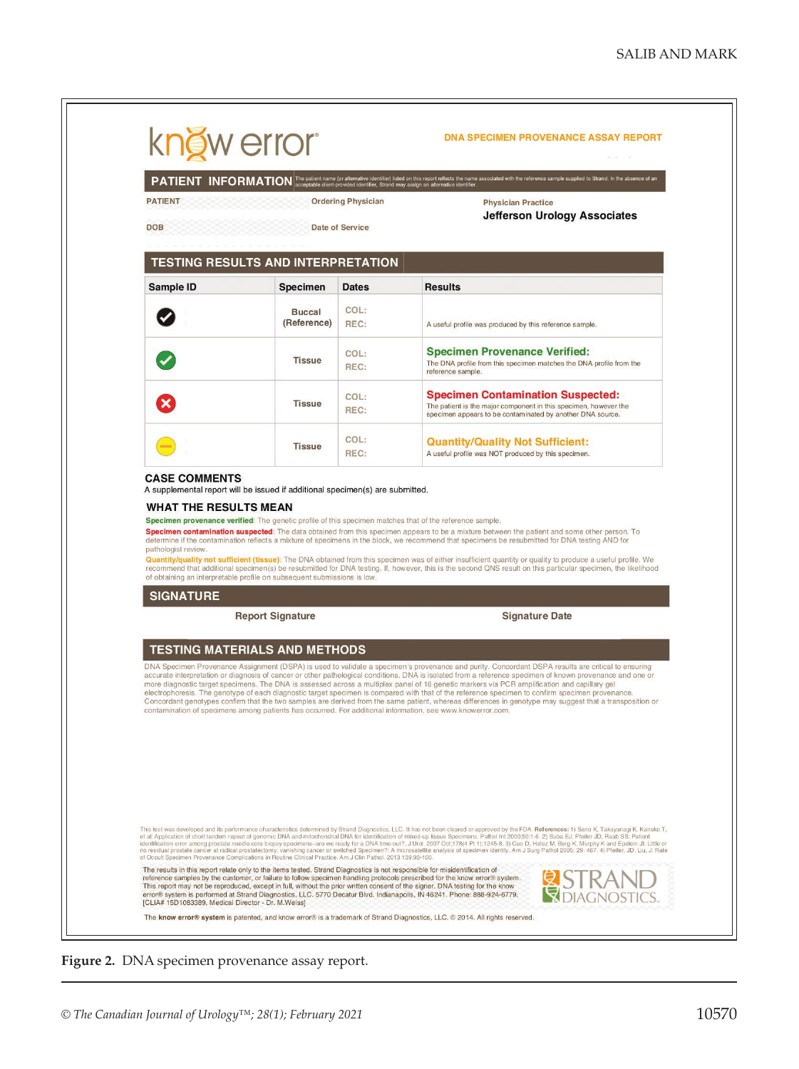know error®

DNA SPECIMEN PROVENANCE ASSAY REPORT

## PATIENT INFORMATION

The patient name (or alternative identifier) listed on this report reflects the name associated with the reference sample supplied to Strand. In the absence of an acceptable client-provided identifier, Strand may assign an alternative identifier.

| PATIENT | Ordering Physician | Physician Practice |
|---|---|---|
| DOB | Date of Service | Jefferson Urology Associates |

## TESTING RESULTS AND INTERPRETATION

| Sample ID | Specimen | Dates | Results |
|---|---|---|---|
| ✔ | Buccal (Reference) | COL: REC: | A useful profile was produced by this reference sample. |
| ✔ | Tissue | COL: REC: | **Specimen Provenance Verified:** The DNA profile from this specimen matches the DNA profile from the reference sample. |
| ✖ | Tissue | COL: REC: | **Specimen Contamination Suspected:** The patient is the major component in this specimen, however the specimen appears to be contaminated by another DNA source. |
| – | Tissue | COL: REC: | **Quantity/Quality Not Sufficient:** A useful profile was NOT produced by this specimen. |

### CASE COMMENTS

A supplemental report will be issued if additional specimen(s) are submitted.

### WHAT THE RESULTS MEAN

**Specimen provenance verified**: The genetic profile of this specimen matches that of the reference sample.

**Specimen contamination suspected**: The data obtained from this specimen appears to be a mixture between the patient and some other person. To determine if the contamination reflects a mixture of specimens in the block, we recommend that specimens be resubmitted for DNA testing AND for pathologist review.

**Quantity/quality not sufficient (tissue)**: The DNA obtained from this specimen was of either insufficient quantity or quality to produce a useful profile. We recommend that additional specimen(s) be resubmitted for DNA testing. If, however, this is the second QNS result on this particular specimen, the likelihood of obtaining an interpretable profile on subsequent submissions is low.

## SIGNATURE

Report Signature | Signature Date

## TESTING MATERIALS AND METHODS

DNA Specimen Provenance Assignment (DSPA) is used to validate a specimen's provenance and purity. Concordant DSPA results are critical to ensuring accurate interpretation or diagnosis of cancer or other pathological conditions. DNA is isolated from a reference specimen of known provenance and one or more diagnostic target specimens. The DNA is assessed across a multiplex panel of 16 genetic markers via PCR amplification and capillary gel electrophoresis. The genotype of each diagnostic target specimen is compared with that of the reference specimen to confirm specimen provenance. Concordant genotypes confirm that the two samples are derived from the same patient, whereas differences in genotype may suggest that a transposition or contamination of specimens among patients has occurred. For additional information, see www.knowerror.com.

This test was developed and its performance characteristics determined by Strand Diagnostics, LLC. It has not been cleared or approved by the FDA. **References:** 1) Sano K, Takayanagi K, Kaneko T, et al. Application of short tandem repeat of genomic DNA and mitochondrial DNA for identification of mixed-up tissue Specimens. Pathol Int 2000;50:1-6. 2) Suba EJ, Pfeifer JD, Raab SS. Patient identification error among prostate needle core biopsy specimens--are we ready for a DNA time-out?. J Urol. 2007 Oct;178(4 Pt 1):1245-8. 3) Cao D, Hafez M, Berg K, Murphy K and Epstein JI: Little or no residual prostate cancer at radical prostatectomy: vanishing cancer or switched Specimen?: A microsatellite analysis of specimen identity. Am J Surg Pathol 2005; 29: 467. 4) Pfeifer, JD, Liu, J: Rate of Occult Specimen Provenance Complications in Routine Clinical Practice. Am J Clin Pathol. 2013 139:93-100.

The results in this report relate only to the items tested. Strand Diagnostics is not responsible for misidentification of reference samples by the customer, or failure to follow specimen handling protocols prescribed for the know error® system. This report may not be reproduced, except in full, without the prior written consent of the signer. DNA testing for the know error® system is performed at Strand Diagnostics, LLC. 5770 Decatur Blvd. Indianapolis, IN 46241. Phone: 888-924-6779. [CLIA# 15D1083389, Medical Director - Dr. M.Weiss]

STRAND DIAGNOSTICS.

The **know error® system** is patented, and know error® is a trademark of Strand Diagnostics, LLC. © 2014. All rights reserved.

**Figure 2.** DNA specimen provenance assay report.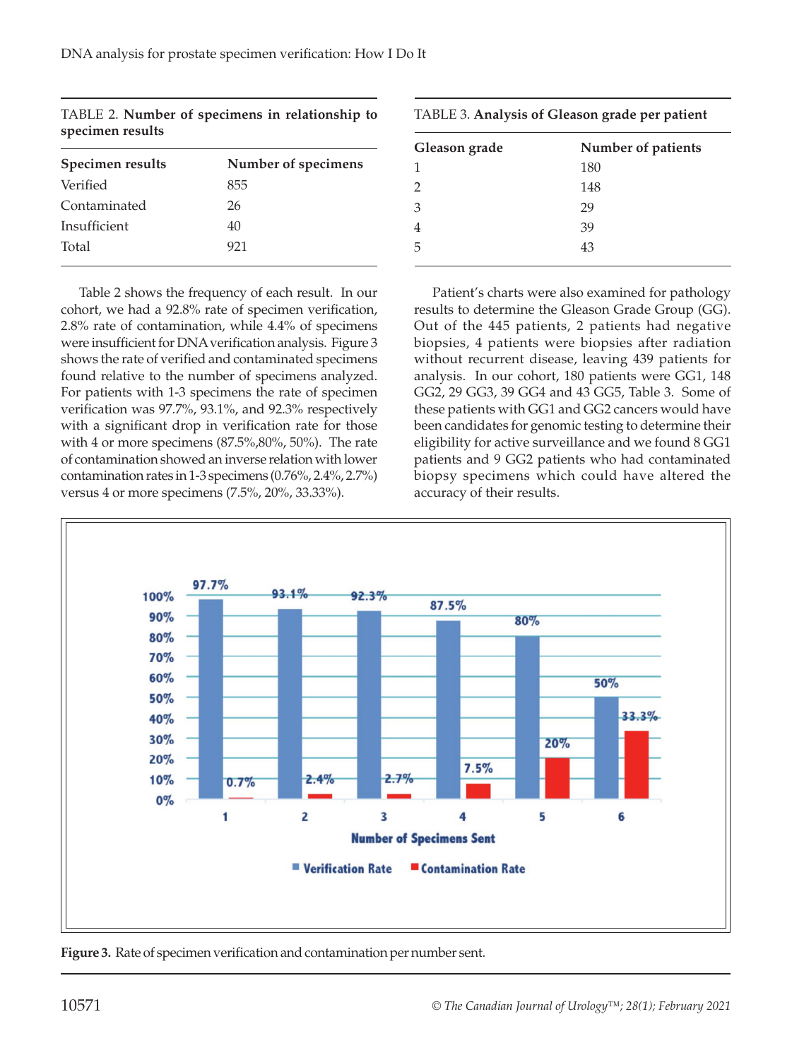TABLE 2. **Number of specimens in relationship to specimen results**

| Specimen results | Number of specimens |
|---|---|
| Verified | 855 |
| Contaminated | 26 |
| Insufficient | 40 |
| Total | 921 |

Table 2 shows the frequency of each result. In our cohort, we had a 92.8% rate of specimen verification, 2.8% rate of contamination, while 4.4% of specimens were insufficient for DNA verification analysis. Figure 3 shows the rate of verified and contaminated specimens found relative to the number of specimens analyzed. For patients with 1-3 specimens the rate of specimen verification was 97.7%, 93.1%, and 92.3% respectively with a significant drop in verification rate for those with 4 or more specimens (87.5%,80%, 50%). The rate of contamination showed an inverse relation with lower contamination rates in 1-3 specimens (0.76%, 2.4%, 2.7%) versus 4 or more specimens (7.5%, 20%, 33.33%).

TABLE 3. **Analysis of Gleason grade per patient**

| Gleason grade | Number of patients |
|---|---|
| 1 | 180 |
| 2 | 148 |
| 3 | 29 |
| 4 | 39 |
| 5 | 43 |

Patient's charts were also examined for pathology results to determine the Gleason Grade Group (GG). Out of the 445 patients, 2 patients had negative biopsies, 4 patients were biopsies after radiation without recurrent disease, leaving 439 patients for analysis. In our cohort, 180 patients were GG1, 148 GG2, 29 GG3, 39 GG4 and 43 GG5, Table 3. Some of these patients with GG1 and GG2 cancers would have been candidates for genomic testing to determine their eligibility for active surveillance and we found 8 GG1 patients and 9 GG2 patients who had contaminated biopsy specimens which could have altered the accuracy of their results.

**Figure 3.** Rate of specimen verification and contamination per number sent.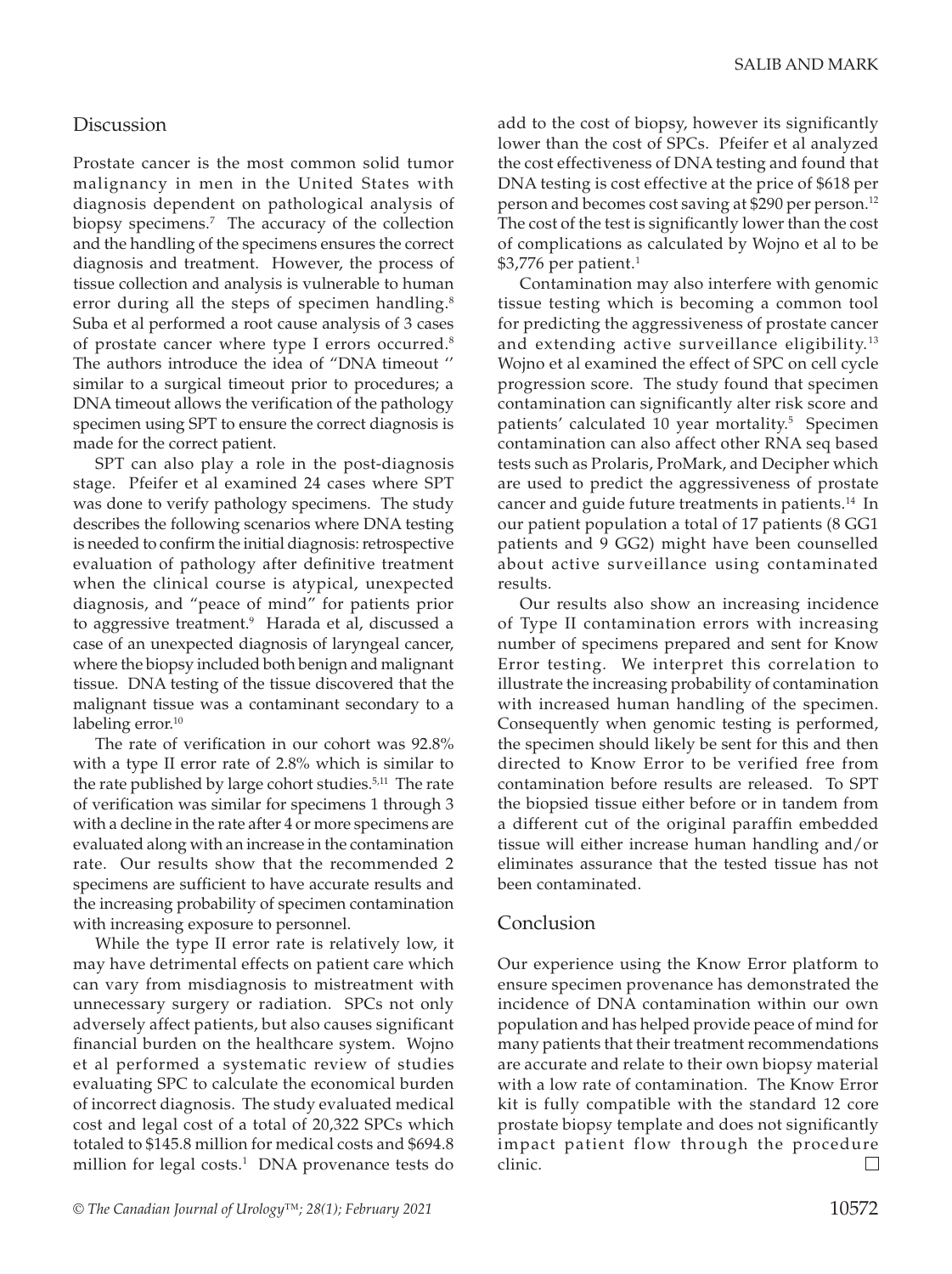## Discussion

Prostate cancer is the most common solid tumor malignancy in men in the United States with diagnosis dependent on pathological analysis of biopsy specimens.[7] The accuracy of the collection and the handling of the specimens ensures the correct diagnosis and treatment. However, the process of tissue collection and analysis is vulnerable to human error during all the steps of specimen handling.[8] Suba et al performed a root cause analysis of 3 cases of prostate cancer where type I errors occurred.[8] The authors introduce the idea of "DNA timeout '' similar to a surgical timeout prior to procedures; a DNA timeout allows the verification of the pathology specimen using SPT to ensure the correct diagnosis is made for the correct patient.

SPT can also play a role in the post-diagnosis stage. Pfeifer et al examined 24 cases where SPT was done to verify pathology specimens. The study describes the following scenarios where DNA testing is needed to confirm the initial diagnosis: retrospective evaluation of pathology after definitive treatment when the clinical course is atypical, unexpected diagnosis, and "peace of mind" for patients prior to aggressive treatment.[9] Harada et al, discussed a case of an unexpected diagnosis of laryngeal cancer, where the biopsy included both benign and malignant tissue. DNA testing of the tissue discovered that the malignant tissue was a contaminant secondary to a labeling error.[10]

The rate of verification in our cohort was 92.8% with a type II error rate of 2.8% which is similar to the rate published by large cohort studies.[5,11] The rate of verification was similar for specimens 1 through 3 with a decline in the rate after 4 or more specimens are evaluated along with an increase in the contamination rate. Our results show that the recommended 2 specimens are sufficient to have accurate results and the increasing probability of specimen contamination with increasing exposure to personnel.

While the type II error rate is relatively low, it may have detrimental effects on patient care which can vary from misdiagnosis to mistreatment with unnecessary surgery or radiation. SPCs not only adversely affect patients, but also causes significant financial burden on the healthcare system. Wojno et al performed a systematic review of studies evaluating SPC to calculate the economical burden of incorrect diagnosis. The study evaluated medical cost and legal cost of a total of 20,322 SPCs which totaled to $145.8 million for medical costs and $694.8 million for legal costs.[1] DNA provenance tests do add to the cost of biopsy, however its significantly lower than the cost of SPCs. Pfeifer et al analyzed the cost effectiveness of DNA testing and found that DNA testing is cost effective at the price of $618 per person and becomes cost saving at $290 per person.[12] The cost of the test is significantly lower than the cost of complications as calculated by Wojno et al to be $3,776 per patient.[1]

Contamination may also interfere with genomic tissue testing which is becoming a common tool for predicting the aggressiveness of prostate cancer and extending active surveillance eligibility.[13] Wojno et al examined the effect of SPC on cell cycle progression score. The study found that specimen contamination can significantly alter risk score and patients' calculated 10 year mortality.[5] Specimen contamination can also affect other RNA seq based tests such as Prolaris, ProMark, and Decipher which are used to predict the aggressiveness of prostate cancer and guide future treatments in patients.[14] In our patient population a total of 17 patients (8 GG1 patients and 9 GG2) might have been counselled about active surveillance using contaminated results.

Our results also show an increasing incidence of Type II contamination errors with increasing number of specimens prepared and sent for Know Error testing. We interpret this correlation to illustrate the increasing probability of contamination with increased human handling of the specimen. Consequently when genomic testing is performed, the specimen should likely be sent for this and then directed to Know Error to be verified free from contamination before results are released. To SPT the biopsied tissue either before or in tandem from a different cut of the original paraffin embedded tissue will either increase human handling and/or eliminates assurance that the tested tissue has not been contaminated.

## Conclusion

Our experience using the Know Error platform to ensure specimen provenance has demonstrated the incidence of DNA contamination within our own population and has helped provide peace of mind for many patients that their treatment recommendations are accurate and relate to their own biopsy material with a low rate of contamination. The Know Error kit is fully compatible with the standard 12 core prostate biopsy template and does not significantly impact patient flow through the procedure clinic. □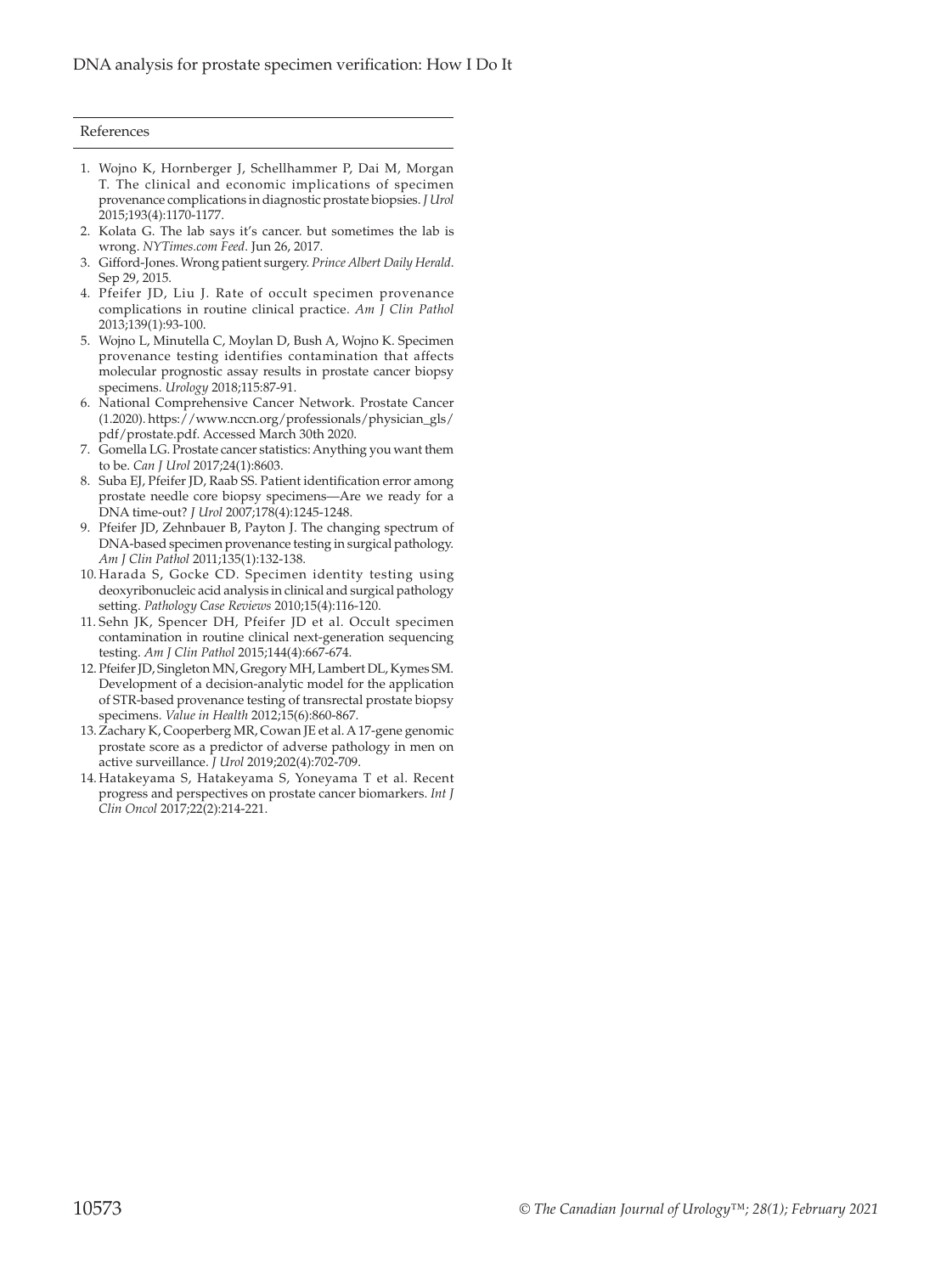## References

1. Wojno K, Hornberger J, Schellhammer P, Dai M, Morgan T. The clinical and economic implications of specimen provenance complications in diagnostic prostate biopsies. *J Urol* 2015;193(4):1170-1177.
2. Kolata G. The lab says it's cancer. but sometimes the lab is wrong. *NYTimes.com Feed*. Jun 26, 2017.
3. Gifford-Jones. Wrong patient surgery. *Prince Albert Daily Herald*. Sep 29, 2015.
4. Pfeifer JD, Liu J. Rate of occult specimen provenance complications in routine clinical practice. *Am J Clin Pathol* 2013;139(1):93-100.
5. Wojno L, Minutella C, Moylan D, Bush A, Wojno K. Specimen provenance testing identifies contamination that affects molecular prognostic assay results in prostate cancer biopsy specimens. *Urology* 2018;115:87-91.
6. National Comprehensive Cancer Network. Prostate Cancer (1.2020). https://www.nccn.org/professionals/physician_gls/pdf/prostate.pdf. Accessed March 30th 2020.
7. Gomella LG. Prostate cancer statistics: Anything you want them to be. *Can J Urol* 2017;24(1):8603.
8. Suba EJ, Pfeifer JD, Raab SS. Patient identification error among prostate needle core biopsy specimens—Are we ready for a DNA time-out? *J Urol* 2007;178(4):1245-1248.
9. Pfeifer JD, Zehnbauer B, Payton J. The changing spectrum of DNA-based specimen provenance testing in surgical pathology. *Am J Clin Pathol* 2011;135(1):132-138.
10. Harada S, Gocke CD. Specimen identity testing using deoxyribonucleic acid analysis in clinical and surgical pathology setting. *Pathology Case Reviews* 2010;15(4):116-120.
11. Sehn JK, Spencer DH, Pfeifer JD et al. Occult specimen contamination in routine clinical next-generation sequencing testing. *Am J Clin Pathol* 2015;144(4):667-674.
12. Pfeifer JD, Singleton MN, Gregory MH, Lambert DL, Kymes SM. Development of a decision-analytic model for the application of STR-based provenance testing of transrectal prostate biopsy specimens. *Value in Health* 2012;15(6):860-867.
13. Zachary K, Cooperberg MR, Cowan JE et al. A 17-gene genomic prostate score as a predictor of adverse pathology in men on active surveillance. *J Urol* 2019;202(4):702-709.
14. Hatakeyama S, Hatakeyama S, Yoneyama T et al. Recent progress and perspectives on prostate cancer biomarkers. *Int J Clin Oncol* 2017;22(2):214-221.